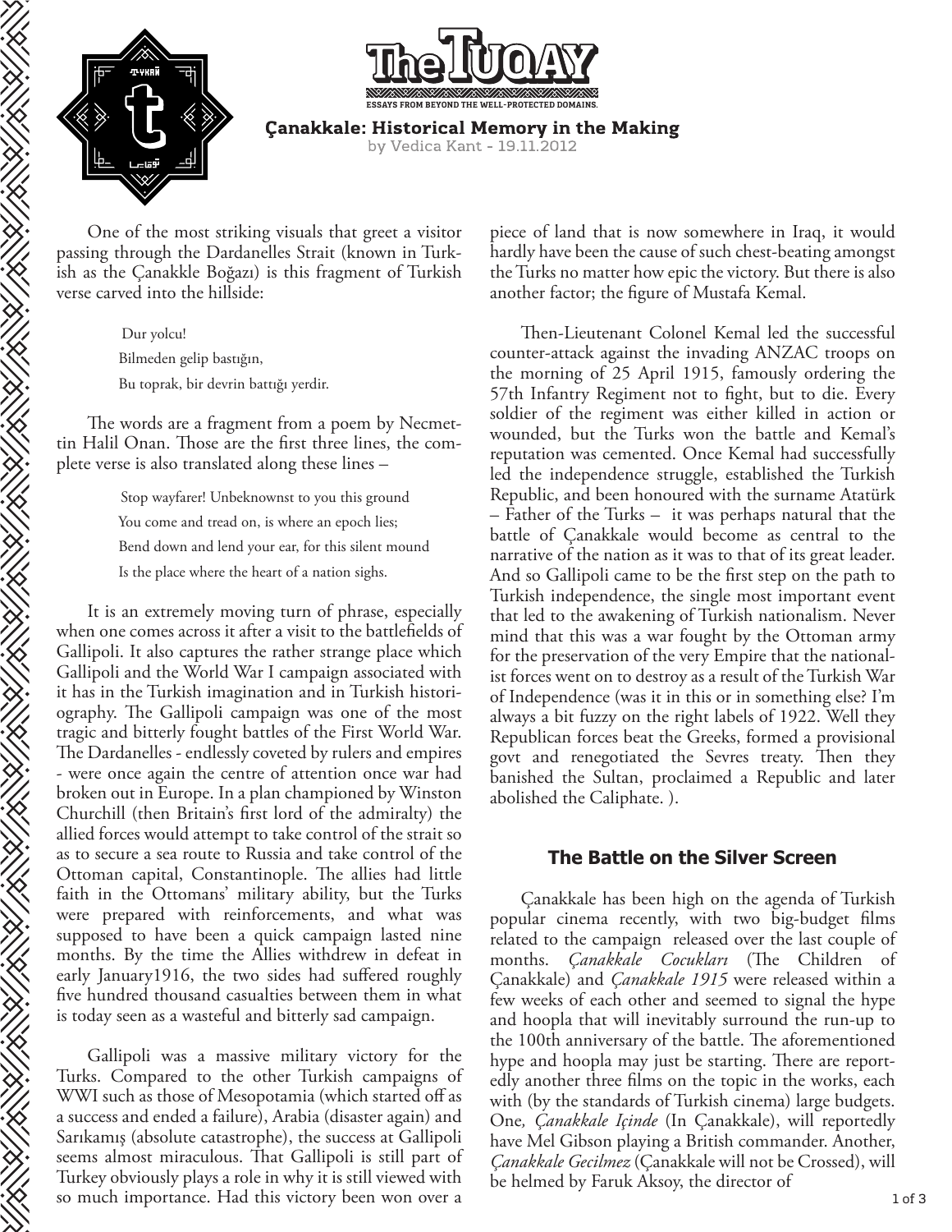# Çanakkale: Historical Memory in the Making

by Vedica Kant - 19.11.2012

One of the most striking visuals that greet a visitor passing through the Dardanelles Strait (known in Turkish as the Çanakkle Boğazı) is this fragment of Turkish verse carved into the hillside:

> Dur yolcu!
> Bilmeden gelip bastığın,
> Bu toprak, bir devrin battığı yerdir.

The words are a fragment from a poem by Necmettin Halil Onan. Those are the first three lines, the complete verse is also translated along these lines –

> Stop wayfarer! Unbeknownst to you this ground
> You come and tread on, is where an epoch lies;
> Bend down and lend your ear, for this silent mound
> Is the place where the heart of a nation sighs.

It is an extremely moving turn of phrase, especially when one comes across it after a visit to the battlefields of Gallipoli. It also captures the rather strange place which Gallipoli and the World War I campaign associated with it has in the Turkish imagination and in Turkish historiography. The Gallipoli campaign was one of the most tragic and bitterly fought battles of the First World War. The Dardanelles - endlessly coveted by rulers and empires - were once again the centre of attention once war had broken out in Europe. In a plan championed by Winston Churchill (then Britain's first lord of the admiralty) the allied forces would attempt to take control of the strait so as to secure a sea route to Russia and take control of the Ottoman capital, Constantinople. The allies had little faith in the Ottomans' military ability, but the Turks were prepared with reinforcements, and what was supposed to have been a quick campaign lasted nine months. By the time the Allies withdrew in defeat in early January1916, the two sides had suffered roughly five hundred thousand casualties between them in what is today seen as a wasteful and bitterly sad campaign.

Gallipoli was a massive military victory for the Turks. Compared to the other Turkish campaigns of WWI such as those of Mesopotamia (which started off as a success and ended a failure), Arabia (disaster again) and Sarıkamış (absolute catastrophe), the success at Gallipoli seems almost miraculous. That Gallipoli is still part of Turkey obviously plays a role in why it is still viewed with so much importance. Had this victory been won over a piece of land that is now somewhere in Iraq, it would hardly have been the cause of such chest-beating amongst the Turks no matter how epic the victory. But there is also another factor; the figure of Mustafa Kemal.

Then-Lieutenant Colonel Kemal led the successful counter-attack against the invading ANZAC troops on the morning of 25 April 1915, famously ordering the 57th Infantry Regiment not to fight, but to die. Every soldier of the regiment was either killed in action or wounded, but the Turks won the battle and Kemal's reputation was cemented. Once Kemal had successfully led the independence struggle, established the Turkish Republic, and been honoured with the surname Atatürk – Father of the Turks – it was perhaps natural that the battle of Çanakkale would become as central to the narrative of the nation as it was to that of its great leader. And so Gallipoli came to be the first step on the path to Turkish independence, the single most important event that led to the awakening of Turkish nationalism. Never mind that this was a war fought by the Ottoman army for the preservation of the very Empire that the nationalist forces went on to destroy as a result of the Turkish War of Independence (was it in this or in something else? I'm always a bit fuzzy on the right labels of 1922. Well they Republican forces beat the Greeks, formed a provisional govt and renegotiated the Sevres treaty. Then they banished the Sultan, proclaimed a Republic and later abolished the Caliphate. ).

## The Battle on the Silver Screen

Çanakkale has been high on the agenda of Turkish popular cinema recently, with two big-budget films related to the campaign released over the last couple of months. *Çanakkale Cocukları* (The Children of Çanakkale) and *Çanakkale 1915* were released within a few weeks of each other and seemed to signal the hype and hoopla that will inevitably surround the run-up to the 100th anniversary of the battle. The aforementioned hype and hoopla may just be starting. There are reportedly another three films on the topic in the works, each with (by the standards of Turkish cinema) large budgets. One*, Çanakkale Içinde* (In Çanakkale), will reportedly have Mel Gibson playing a British commander. Another, *Çanakkale Gecilmez* (Çanakkale will not be Crossed), will be helmed by Faruk Aksoy, the director of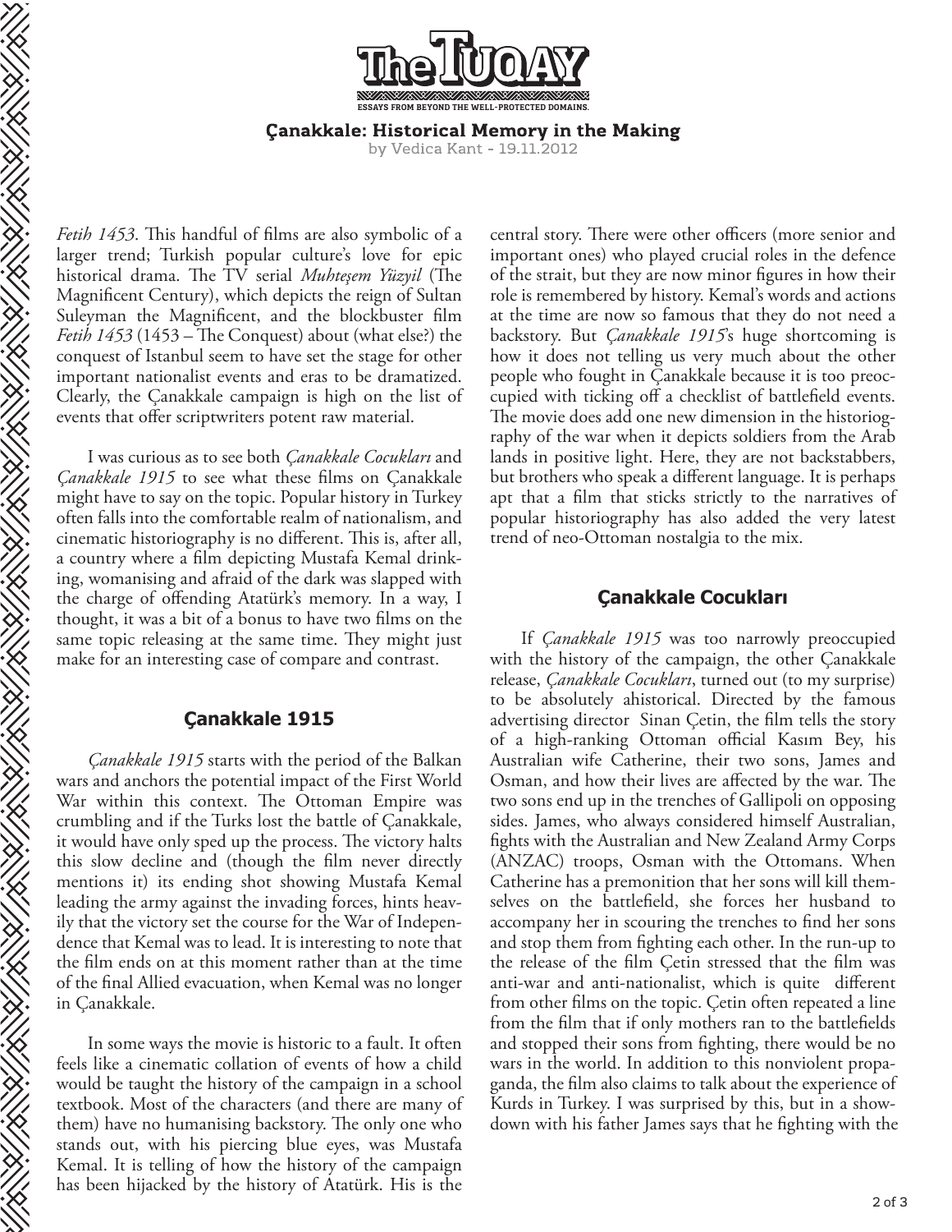*Fetih 1453*. This handful of films are also symbolic of a larger trend; Turkish popular culture's love for epic historical drama. The TV serial *Muhteşem Yüzyil* (The Magnificent Century), which depicts the reign of Sultan Suleyman the Magnificent, and the blockbuster film *Fetih 1453* (1453 – The Conquest) about (what else?) the conquest of Istanbul seem to have set the stage for other important nationalist events and eras to be dramatized. Clearly, the Çanakkale campaign is high on the list of events that offer scriptwriters potent raw material.

I was curious as to see both *Çanakkale Cocukları* and *Çanakkale 1915* to see what these films on Çanakkale might have to say on the topic. Popular history in Turkey often falls into the comfortable realm of nationalism, and cinematic historiography is no different. This is, after all, a country where a film depicting Mustafa Kemal drinking, womanising and afraid of the dark was slapped with the charge of offending Atatürk's memory. In a way, I thought, it was a bit of a bonus to have two films on the same topic releasing at the same time. They might just make for an interesting case of compare and contrast.

## Çanakkale 1915

*Çanakkale 1915* starts with the period of the Balkan wars and anchors the potential impact of the First World War within this context. The Ottoman Empire was crumbling and if the Turks lost the battle of Çanakkale, it would have only sped up the process. The victory halts this slow decline and (though the film never directly mentions it) its ending shot showing Mustafa Kemal leading the army against the invading forces, hints heavily that the victory set the course for the War of Independence that Kemal was to lead. It is interesting to note that the film ends on at this moment rather than at the time of the final Allied evacuation, when Kemal was no longer in Çanakkale.

In some ways the movie is historic to a fault. It often feels like a cinematic collation of events of how a child would be taught the history of the campaign in a school textbook. Most of the characters (and there are many of them) have no humanising backstory. The only one who stands out, with his piercing blue eyes, was Mustafa Kemal. It is telling of how the history of the campaign has been hijacked by the history of Atatürk. His is the central story. There were other officers (more senior and important ones) who played crucial roles in the defence of the strait, but they are now minor figures in how their role is remembered by history. Kemal's words and actions at the time are now so famous that they do not need a backstory. But *Çanakkale 1915*'s huge shortcoming is how it does not telling us very much about the other people who fought in Çanakkale because it is too preoccupied with ticking off a checklist of battlefield events. The movie does add one new dimension in the historiography of the war when it depicts soldiers from the Arab lands in positive light. Here, they are not backstabbers, but brothers who speak a different language. It is perhaps apt that a film that sticks strictly to the narratives of popular historiography has also added the very latest trend of neo-Ottoman nostalgia to the mix.

## Çanakkale Cocukları

If *Çanakkale 1915* was too narrowly preoccupied with the history of the campaign, the other Çanakkale release, *Çanakkale Cocukları*, turned out (to my surprise) to be absolutely ahistorical. Directed by the famous advertising director Sinan Çetin, the film tells the story of a high-ranking Ottoman official Kasım Bey, his Australian wife Catherine, their two sons, James and Osman, and how their lives are affected by the war. The two sons end up in the trenches of Gallipoli on opposing sides. James, who always considered himself Australian, fights with the Australian and New Zealand Army Corps (ANZAC) troops, Osman with the Ottomans. When Catherine has a premonition that her sons will kill themselves on the battlefield, she forces her husband to accompany her in scouring the trenches to find her sons and stop them from fighting each other. In the run-up to the release of the film Çetin stressed that the film was anti-war and anti-nationalist, which is quite different from other films on the topic. Çetin often repeated a line from the film that if only mothers ran to the battlefields and stopped their sons from fighting, there would be no wars in the world. In addition to this nonviolent propaganda, the film also claims to talk about the experience of Kurds in Turkey. I was surprised by this, but in a showdown with his father James says that he fighting with the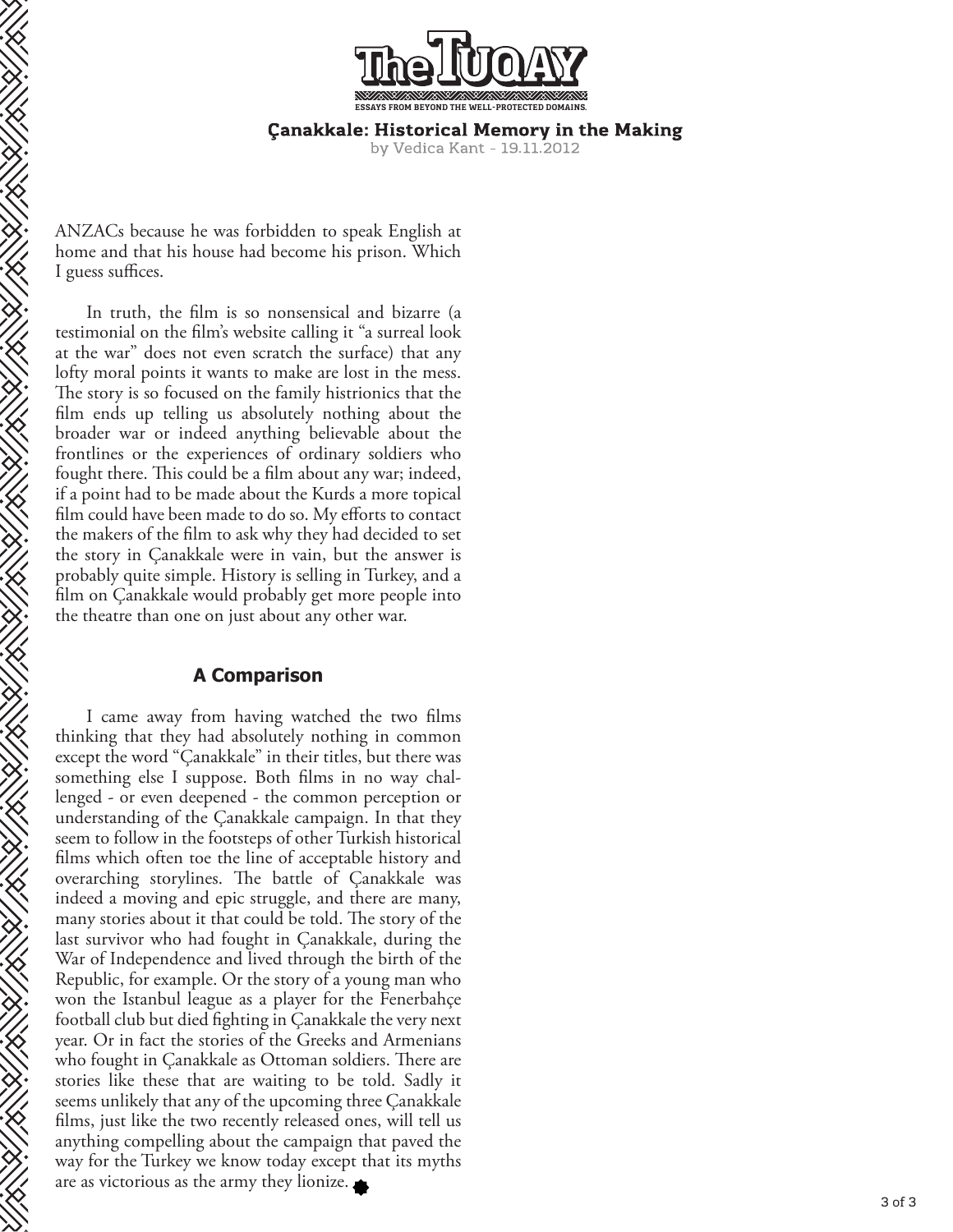ANZACs because he was forbidden to speak English at home and that his house had become his prison. Which I guess suffices.

In truth, the film is so nonsensical and bizarre (a testimonial on the film's website calling it "a surreal look at the war" does not even scratch the surface) that any lofty moral points it wants to make are lost in the mess. The story is so focused on the family histrionics that the film ends up telling us absolutely nothing about the broader war or indeed anything believable about the frontlines or the experiences of ordinary soldiers who fought there. This could be a film about any war; indeed, if a point had to be made about the Kurds a more topical film could have been made to do so. My efforts to contact the makers of the film to ask why they had decided to set the story in Çanakkale were in vain, but the answer is probably quite simple. History is selling in Turkey, and a film on Çanakkale would probably get more people into the theatre than one on just about any other war.

## A Comparison

I came away from having watched the two films thinking that they had absolutely nothing in common except the word "Çanakkale" in their titles, but there was something else I suppose. Both films in no way challenged - or even deepened - the common perception or understanding of the Çanakkale campaign. In that they seem to follow in the footsteps of other Turkish historical films which often toe the line of acceptable history and overarching storylines. The battle of Çanakkale was indeed a moving and epic struggle, and there are many, many stories about it that could be told. The story of the last survivor who had fought in Çanakkale, during the War of Independence and lived through the birth of the Republic, for example. Or the story of a young man who won the Istanbul league as a player for the Fenerbahçe football club but died fighting in Çanakkale the very next year. Or in fact the stories of the Greeks and Armenians who fought in Çanakkale as Ottoman soldiers. There are stories like these that are waiting to be told. Sadly it seems unlikely that any of the upcoming three Çanakkale films, just like the two recently released ones, will tell us anything compelling about the campaign that paved the way for the Turkey we know today except that its myths are as victorious as the army they lionize.